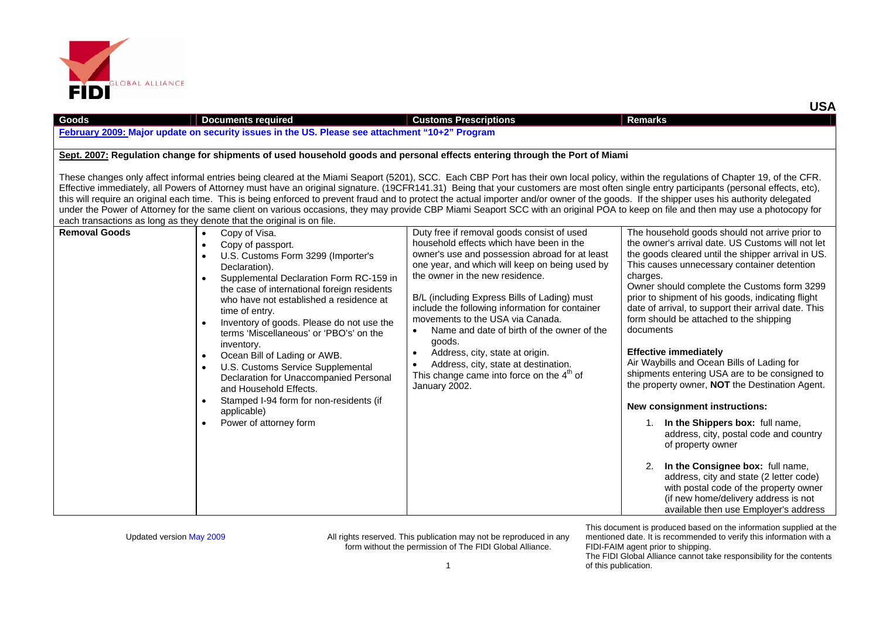# USA

| Goods | Documents required | Customs Prescriptions | Remarks |
|---|---|---|---|
| **February 2009: Major update on security issues in the US. Please see attachment "10+2" Program** | | | |
| **Sept. 2007: Regulation change for shipments of used household goods and personal effects entering through the Port of Miami**<br><br>These changes only affect informal entries being cleared at the Miami Seaport (5201), SCC. Each CBP Port has their own local policy, within the regulations of Chapter 19, of the CFR. Effective immediately, all Powers of Attorney must have an original signature. (19CFR141.31) Being that your customers are most often single entry participants (personal effects, etc), this will require an original each time. This is being enforced to prevent fraud and to protect the actual importer and/or owner of the goods. If the shipper uses his authority delegated under the Power of Attorney for the same client on various occasions, they may provide CBP Miami Seaport SCC with an original POA to keep on file and then may use a photocopy for each transactions as long as they denote that the original is on file. | | | |
| **Removal Goods** | • Copy of Visa.<br>• Copy of passport.<br>• U.S. Customs Form 3299 (Importer's Declaration).<br>• Supplemental Declaration Form RC-159 in the case of international foreign residents who have not established a residence at time of entry.<br>• Inventory of goods. Please do not use the terms 'Miscellaneous' or 'PBO's' on the inventory.<br>• Ocean Bill of Lading or AWB.<br>• U.S. Customs Service Supplemental Declaration for Unaccompanied Personal and Household Effects.<br>• Stamped I-94 form for non-residents (if applicable)<br>• Power of attorney form | Duty free if removal goods consist of used household effects which have been in the owner's use and possession abroad for at least one year, and which will keep on being used by the owner in the new residence.<br><br>B/L (including Express Bills of Lading) must include the following information for container movements to the USA via Canada.<br>• Name and date of birth of the owner of the goods.<br>• Address, city, state at origin.<br>• Address, city, state at destination.<br>This change came into force on the 4th of January 2002. | The household goods should not arrive prior to the owner's arrival date. US Customs will not let the goods cleared until the shipper arrival in US. This causes unnecessary container detention charges.<br>Owner should complete the Customs form 3299 prior to shipment of his goods, indicating flight date of arrival, to support their arrival date. This form should be attached to the shipping documents<br><br>**Effective immediately**<br>Air Waybills and Ocean Bills of Lading for shipments entering USA are to be consigned to the property owner, **NOT** the Destination Agent.<br><br>**New consignment instructions:**<br>1. **In the Shippers box:** full name, address, city, postal code and country of property owner<br>2. **In the Consignee box:** full name, address, city and state (2 letter code) with postal code of the property owner (if new home/delivery address is not available then use Employer's address |

Updated version May 2009

All rights reserved. This publication may not be reproduced in any form without the permission of The FIDI Global Alliance.

This document is produced based on the information supplied at the mentioned date. It is recommended to verify this information with a FIDI-FAIM agent prior to shipping.
The FIDI Global Alliance cannot take responsibility for the contents of this publication.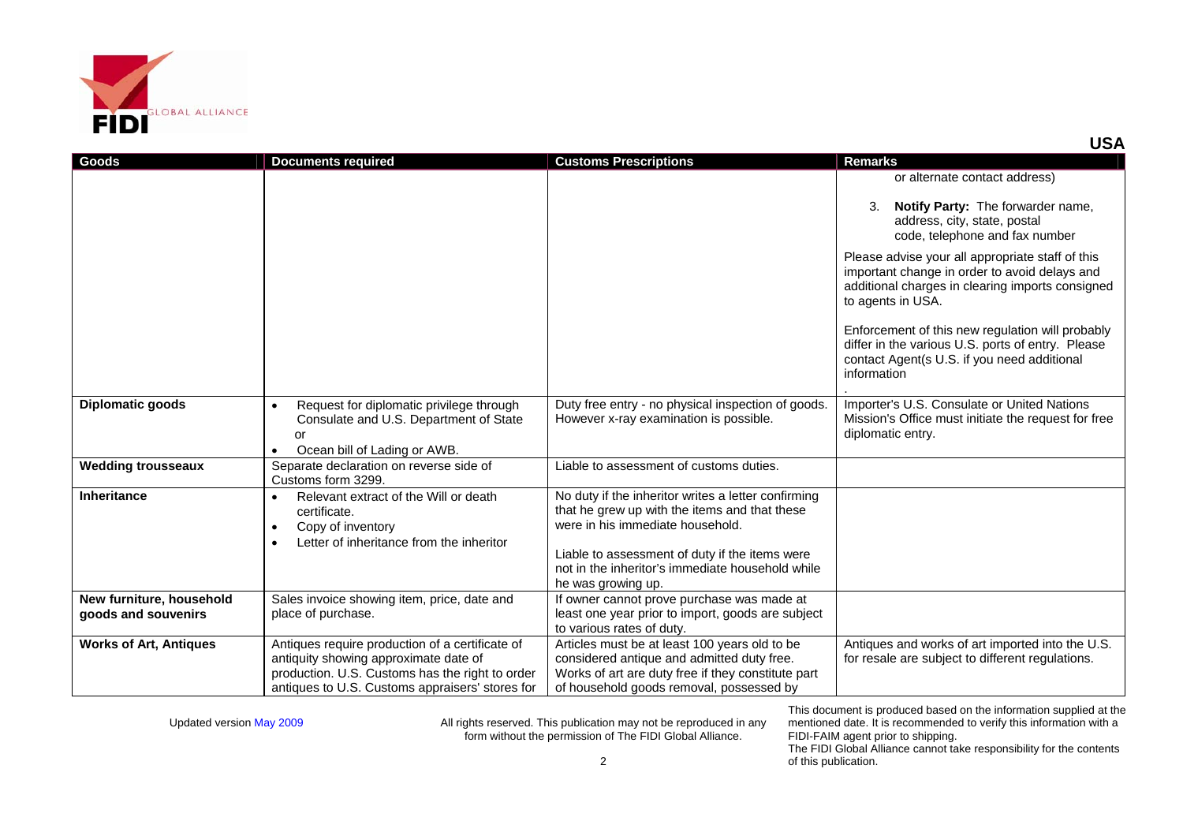## USA

| Goods | Documents required | Customs Prescriptions | Remarks |
|---|---|---|---|
| | | | or alternate contact address)<br><br>3. **Notify Party:** The forwarder name, address, city, state, postal code, telephone and fax number<br><br>Please advise your all appropriate staff of this important change in order to avoid delays and additional charges in clearing imports consigned to agents in USA.<br><br>Enforcement of this new regulation will probably differ in the various U.S. ports of entry. Please contact Agent(s U.S. if you need additional information<br>. |
| **Diplomatic goods** | • Request for diplomatic privilege through Consulate and U.S. Department of State<br>or<br>• Ocean bill of Lading or AWB. | Duty free entry - no physical inspection of goods. However x-ray examination is possible. | Importer's U.S. Consulate or United Nations Mission's Office must initiate the request for free diplomatic entry. |
| **Wedding trousseaux** | Separate declaration on reverse side of Customs form 3299. | Liable to assessment of customs duties. | |
| **Inheritance** | • Relevant extract of the Will or death certificate.<br>• Copy of inventory<br>• Letter of inheritance from the inheritor | No duty if the inheritor writes a letter confirming that he grew up with the items and that these were in his immediate household.<br><br>Liable to assessment of duty if the items were not in the inheritor's immediate household while he was growing up. | |
| **New furniture, household goods and souvenirs** | Sales invoice showing item, price, date and place of purchase. | If owner cannot prove purchase was made at least one year prior to import, goods are subject to various rates of duty. | |
| **Works of Art, Antiques** | Antiques require production of a certificate of antiquity showing approximate date of production. U.S. Customs has the right to order antiques to U.S. Customs appraisers' stores for | Articles must be at least 100 years old to be considered antique and admitted duty free. Works of art are duty free if they constitute part of household goods removal, possessed by | Antiques and works of art imported into the U.S. for resale are subject to different regulations. |

Updated version May 2009

All rights reserved. This publication may not be reproduced in any form without the permission of The FIDI Global Alliance.

This document is produced based on the information supplied at the mentioned date. It is recommended to verify this information with a FIDI-FAIM agent prior to shipping.
The FIDI Global Alliance cannot take responsibility for the contents of this publication.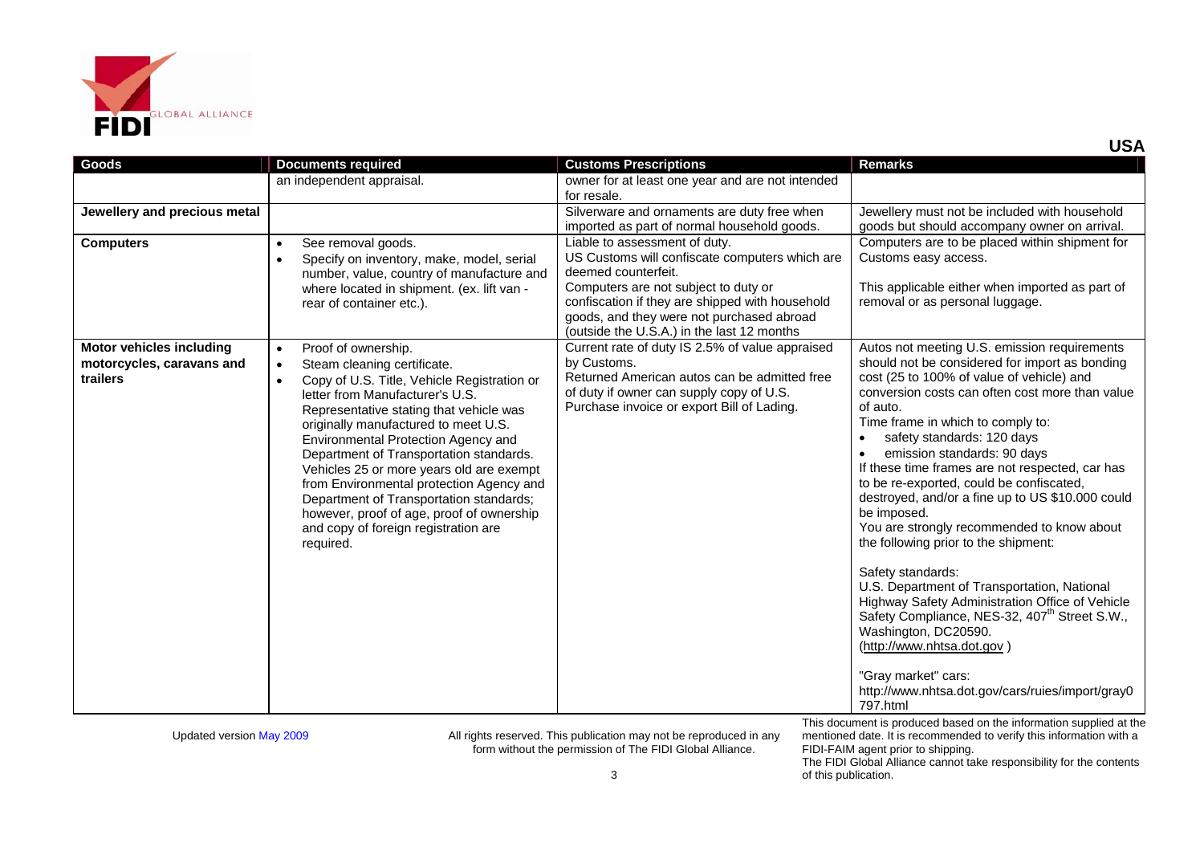**USA**

| Goods | Documents required | Customs Prescriptions | Remarks |
|---|---|---|---|
| | an independent appraisal. | owner for at least one year and are not intended for resale. | |
| **Jewellery and precious metal** | | Silverware and ornaments are duty free when imported as part of normal household goods. | Jewellery must not be included with household goods but should accompany owner on arrival. |
| **Computers** | • See removal goods.<br>• Specify on inventory, make, model, serial number, value, country of manufacture and where located in shipment. (ex. lift van - rear of container etc.). | Liable to assessment of duty.<br>US Customs will confiscate computers which are deemed counterfeit.<br>Computers are not subject to duty or confiscation if they are shipped with household goods, and they were not purchased abroad (outside the U.S.A.) in the last 12 months | Computers are to be placed within shipment for Customs easy access.<br><br>This applicable either when imported as part of removal or as personal luggage. |
| **Motor vehicles including motorcycles, caravans and trailers** | • Proof of ownership.<br>• Steam cleaning certificate.<br>• Copy of U.S. Title, Vehicle Registration or letter from Manufacturer's U.S. Representative stating that vehicle was originally manufactured to meet U.S. Environmental Protection Agency and Department of Transportation standards. Vehicles 25 or more years old are exempt from Environmental protection Agency and Department of Transportation standards; however, proof of age, proof of ownership and copy of foreign registration are required. | Current rate of duty IS 2.5% of value appraised by Customs.<br>Returned American autos can be admitted free of duty if owner can supply copy of U.S. Purchase invoice or export Bill of Lading. | Autos not meeting U.S. emission requirements should not be considered for import as bonding cost (25 to 100% of value of vehicle) and conversion costs can often cost more than value of auto.<br>Time frame in which to comply to:<br>• safety standards: 120 days<br>• emission standards: 90 days<br>If these time frames are not respected, car has to be re-exported, could be confiscated, destroyed, and/or a fine up to US $10.000 could be imposed.<br>You are strongly recommended to know about the following prior to the shipment:<br><br>Safety standards:<br>U.S. Department of Transportation, National Highway Safety Administration Office of Vehicle Safety Compliance, NES-32, 407th Street S.W., Washington, DC20590.<br>(http://www.nhtsa.dot.gov )<br><br>"Gray market" cars:<br>http://www.nhtsa.dot.gov/cars/ruies/import/gray0797.html |

Updated version May 2009

All rights reserved. This publication may not be reproduced in any form without the permission of The FIDI Global Alliance.

This document is produced based on the information supplied at the mentioned date. It is recommended to verify this information with a FIDI-FAIM agent prior to shipping.
The FIDI Global Alliance cannot take responsibility for the contents of this publication.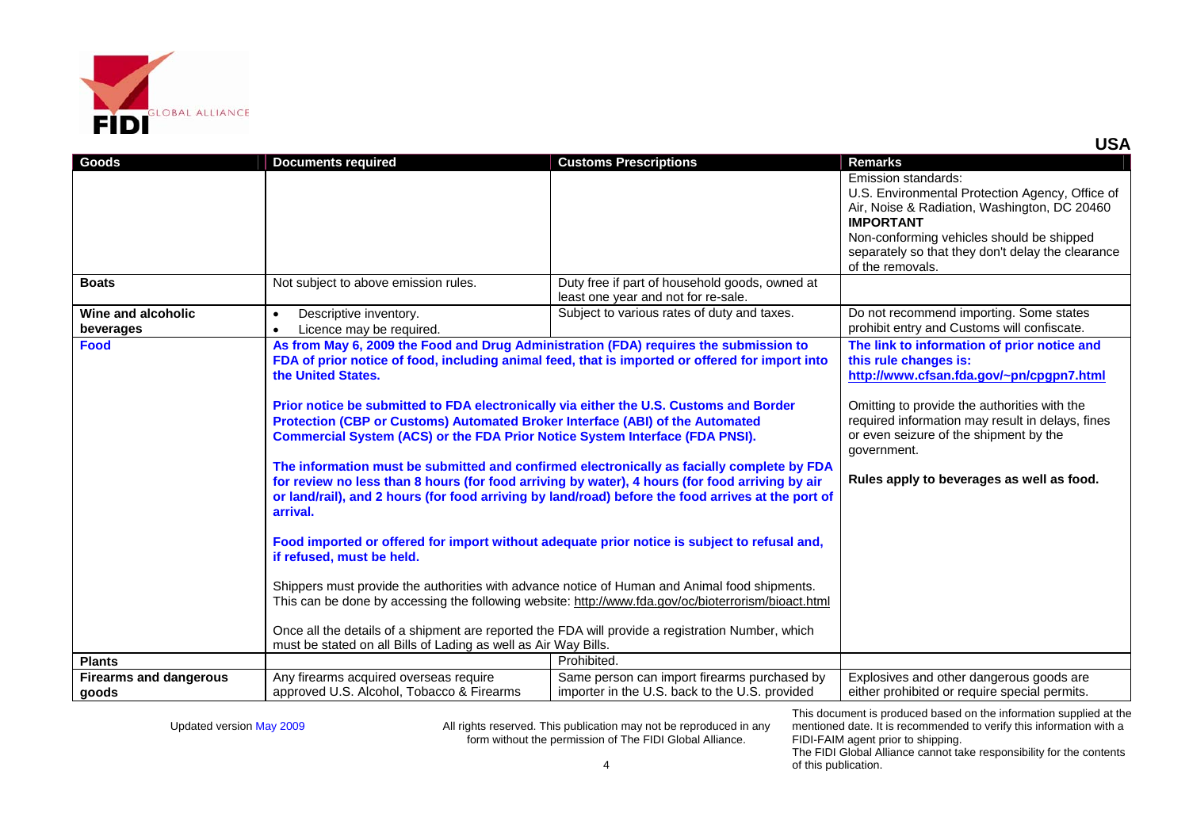**USA**

| Goods | Documents required | Customs Prescriptions | Remarks |
| --- | --- | --- | --- |
| | | | Emission standards: U.S. Environmental Protection Agency, Office of Air, Noise & Radiation, Washington, DC 20460 **IMPORTANT** Non-conforming vehicles should be shipped separately so that they don't delay the clearance of the removals. |
| **Boats** | Not subject to above emission rules. | Duty free if part of household goods, owned at least one year and not for re-sale. | |
| **Wine and alcoholic beverages** | • Descriptive inventory. • Licence may be required. | Subject to various rates of duty and taxes. | Do not recommend importing. Some states prohibit entry and Customs will confiscate. |
| **Food** | **As from May 6, 2009 the Food and Drug Administration (FDA) requires the submission to FDA of prior notice of food, including animal feed, that is imported or offered for import into the United States.** **Prior notice be submitted to FDA electronically via either the U.S. Customs and Border Protection (CBP or Customs) Automated Broker Interface (ABI) of the Automated Commercial System (ACS) or the FDA Prior Notice System Interface (FDA PNSI).** **The information must be submitted and confirmed electronically as facially complete by FDA for review no less than 8 hours (for food arriving by water), 4 hours (for food arriving by air or land/rail), and 2 hours (for food arriving by land/road) before the food arrives at the port of arrival.** **Food imported or offered for import without adequate prior notice is subject to refusal and, if refused, must be held.** Shippers must provide the authorities with advance notice of Human and Animal food shipments. This can be done by accessing the following website: http://www.fda.gov/oc/bioterrorism/bioact.html Once all the details of a shipment are reported the FDA will provide a registration Number, which must be stated on all Bills of Lading as well as Air Way Bills. | | **The link to information of prior notice and this rule changes is: http://www.cfsan.fda.gov/~pn/cpgpn7.html** Omitting to provide the authorities with the required information may result in delays, fines or even seizure of the shipment by the government. **Rules apply to beverages as well as food.** |
| **Plants** | | Prohibited. | |
| **Firearms and dangerous goods** | Any firearms acquired overseas require approved U.S. Alcohol, Tobacco & Firearms | Same person can import firearms purchased by importer in the U.S. back to the U.S. provided | Explosives and other dangerous goods are either prohibited or require special permits. |

Updated version May 2009

All rights reserved. This publication may not be reproduced in any form without the permission of The FIDI Global Alliance.

This document is produced based on the information supplied at the mentioned date. It is recommended to verify this information with a FIDI-FAIM agent prior to shipping.
The FIDI Global Alliance cannot take responsibility for the contents of this publication.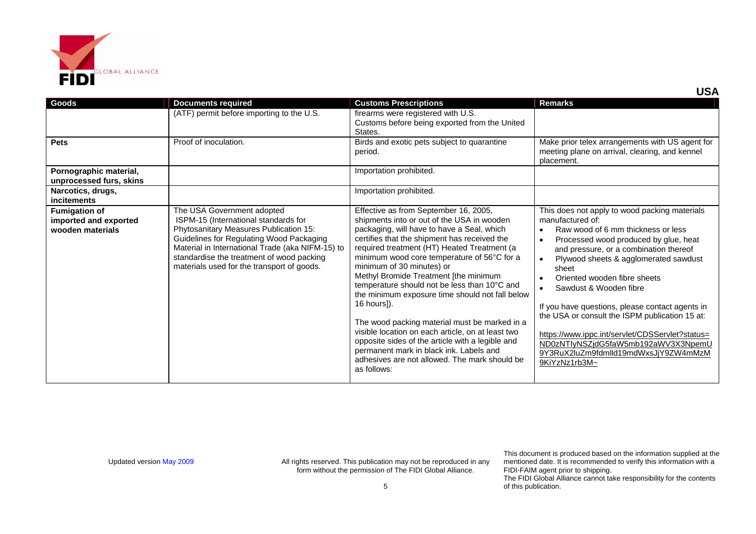| Goods | Documents required | Customs Prescriptions | Remarks |
|---|---|---|---|
| | (ATF) permit before importing to the U.S. | firearms were registered with U.S. Customs before being exported from the United States. | |
| **Pets** | Proof of inoculation. | Birds and exotic pets subject to quarantine period. | Make prior telex arrangements with US agent for meeting plane on arrival, clearing, and kennel placement. |
| **Pornographic material, unprocessed furs, skins** | | Importation prohibited. | |
| **Narcotics, drugs, incitements** | | Importation prohibited. | |
| **Fumigation of imported and exported wooden materials** | The USA Government adopted ISPM-15 (International standards for Phytosanitary Measures Publication 15: Guidelines for Regulating Wood Packaging Material in International Trade (aka NIFM-15) to standardise the treatment of wood packing materials used for the transport of goods. | Effective as from September 16, 2005, shipments into or out of the USA in wooden packaging, will have to have a Seal, which certifies that the shipment has received the required treatment (HT) Heated Treatment (a minimum wood core temperature of 56°C for a minimum of 30 minutes) or Methyl Bromide Treatment [the minimum temperature should not be less than 10°C and the minimum exposure time should not fall below 16 hours]).<br><br>The wood packing material must be marked in a visible location on each article, on at least two opposite sides of the article with a legible and permanent mark in black ink. Labels and adhesives are not allowed. The mark should be as follows: | This does not apply to wood packing materials manufactured of:<br>• Raw wood of 6 mm thickness or less<br>• Processed wood produced by glue, heat and pressure, or a combination thereof<br>• Plywood sheets & agglomerated sawdust sheet<br>• Oriented wooden fibre sheets<br>• Sawdust & Wooden fibre<br><br>If you have questions, please contact agents in the USA or consult the ISPM publication 15 at:<br><br>https://www.ippc.int/servlet/CDSServlet?status=ND0zNTIyNSZjdG5faW5mb192aWV3X3NpemU9Y3RuX2luZm9fdmlld19mdWxsJjY9ZW4mMzM9KiYzNz1rb3M~ |

Updated version May 2009

All rights reserved. This publication may not be reproduced in any form without the permission of The FIDI Global Alliance.

This document is produced based on the information supplied at the mentioned date. It is recommended to verify this information with a FIDI-FAIM agent prior to shipping.
The FIDI Global Alliance cannot take responsibility for the contents of this publication.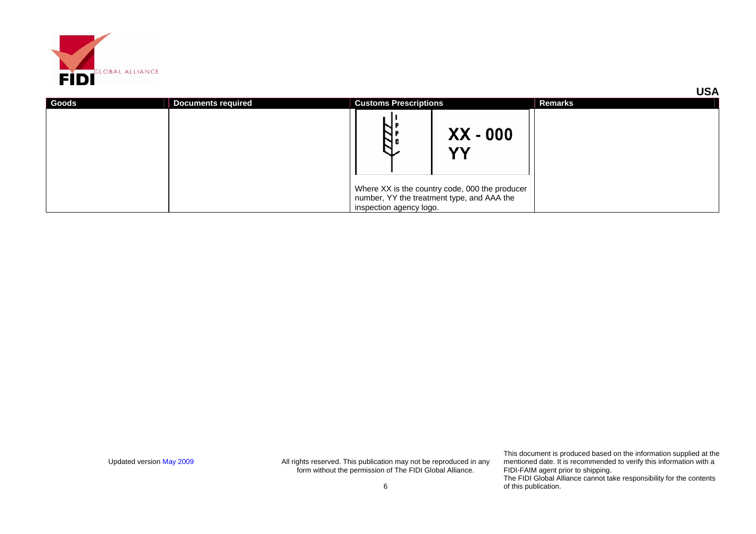## USA

| Goods | Documents required | Customs Prescriptions | Remarks |
|---|---|---|---|
| | | IPPC XX - 000 YY<br><br>Where XX is the country code, 000 the producer number, YY the treatment type, and AAA the inspection agency logo. | |

Updated version May 2009

All rights reserved. This publication may not be reproduced in any form without the permission of The FIDI Global Alliance.

This document is produced based on the information supplied at the mentioned date. It is recommended to verify this information with a FIDI-FAIM agent prior to shipping.
The FIDI Global Alliance cannot take responsibility for the contents of this publication.